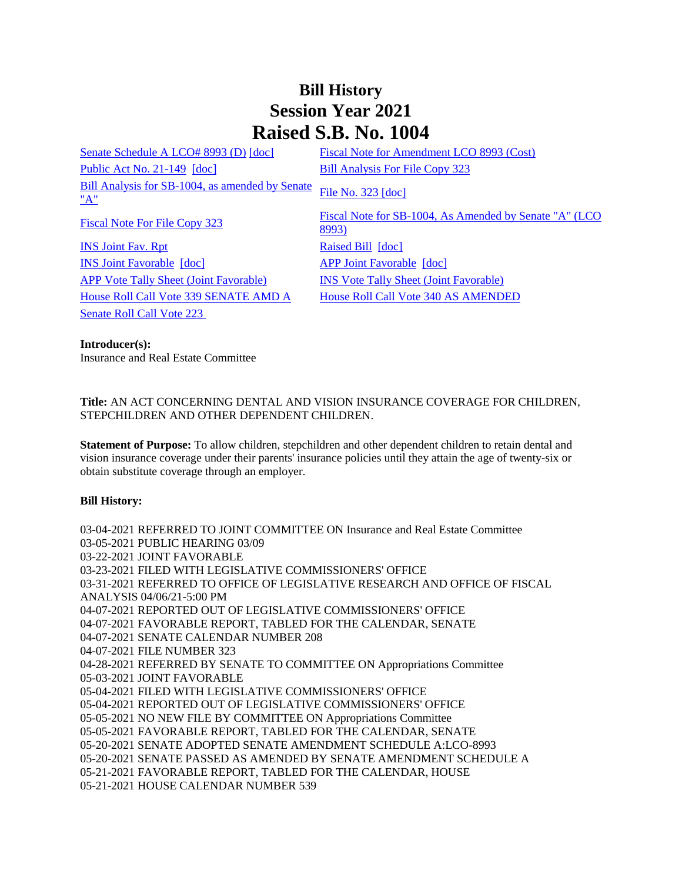# Bill History
# Session Year 2021
# Raised S.B. No. 1004

| | |
|---|---|
| Senate Schedule A LCO# 8993 (D) [doc] | Fiscal Note for Amendment LCO 8993 (Cost) |
| Public Act No. 21-149 [doc] | Bill Analysis For File Copy 323 |
| Bill Analysis for SB-1004, as amended by Senate "A" | File No. 323 [doc] |
| Fiscal Note For File Copy 323 | Fiscal Note for SB-1004, As Amended by Senate "A" (LCO 8993) |
| INS Joint Fav. Rpt | Raised Bill [doc] |
| INS Joint Favorable [doc] | APP Joint Favorable [doc] |
| APP Vote Tally Sheet (Joint Favorable) | INS Vote Tally Sheet (Joint Favorable) |
| House Roll Call Vote 339 SENATE AMD A | House Roll Call Vote 340 AS AMENDED |
| Senate Roll Call Vote 223 | |

**Introducer(s):**
Insurance and Real Estate Committee

**Title:** AN ACT CONCERNING DENTAL AND VISION INSURANCE COVERAGE FOR CHILDREN, STEPCHILDREN AND OTHER DEPENDENT CHILDREN.

**Statement of Purpose:** To allow children, stepchildren and other dependent children to retain dental and vision insurance coverage under their parents' insurance policies until they attain the age of twenty-six or obtain substitute coverage through an employer.

**Bill History:**

03-04-2021 REFERRED TO JOINT COMMITTEE ON Insurance and Real Estate Committee
03-05-2021 PUBLIC HEARING 03/09
03-22-2021 JOINT FAVORABLE
03-23-2021 FILED WITH LEGISLATIVE COMMISSIONERS' OFFICE
03-31-2021 REFERRED TO OFFICE OF LEGISLATIVE RESEARCH AND OFFICE OF FISCAL ANALYSIS 04/06/21-5:00 PM
04-07-2021 REPORTED OUT OF LEGISLATIVE COMMISSIONERS' OFFICE
04-07-2021 FAVORABLE REPORT, TABLED FOR THE CALENDAR, SENATE
04-07-2021 SENATE CALENDAR NUMBER 208
04-07-2021 FILE NUMBER 323
04-28-2021 REFERRED BY SENATE TO COMMITTEE ON Appropriations Committee
05-03-2021 JOINT FAVORABLE
05-04-2021 FILED WITH LEGISLATIVE COMMISSIONERS' OFFICE
05-04-2021 REPORTED OUT OF LEGISLATIVE COMMISSIONERS' OFFICE
05-05-2021 NO NEW FILE BY COMMITTEE ON Appropriations Committee
05-05-2021 FAVORABLE REPORT, TABLED FOR THE CALENDAR, SENATE
05-20-2021 SENATE ADOPTED SENATE AMENDMENT SCHEDULE A:LCO-8993
05-20-2021 SENATE PASSED AS AMENDED BY SENATE AMENDMENT SCHEDULE A
05-21-2021 FAVORABLE REPORT, TABLED FOR THE CALENDAR, HOUSE
05-21-2021 HOUSE CALENDAR NUMBER 539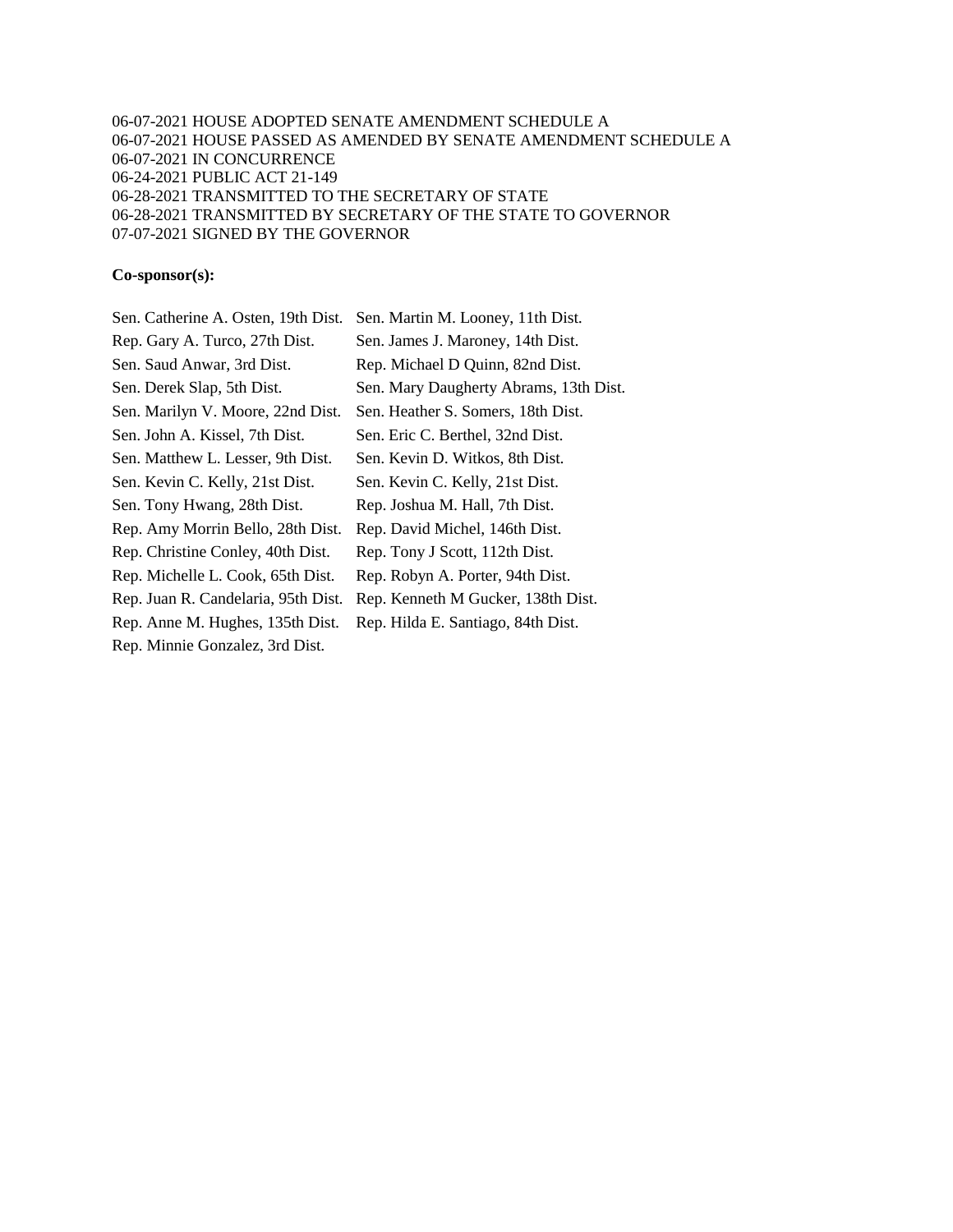06-07-2021 HOUSE ADOPTED SENATE AMENDMENT SCHEDULE A
06-07-2021 HOUSE PASSED AS AMENDED BY SENATE AMENDMENT SCHEDULE A
06-07-2021 IN CONCURRENCE
06-24-2021 PUBLIC ACT 21-149
06-28-2021 TRANSMITTED TO THE SECRETARY OF STATE
06-28-2021 TRANSMITTED BY SECRETARY OF THE STATE TO GOVERNOR
07-07-2021 SIGNED BY THE GOVERNOR

**Co-sponsor(s):**

| | |
|---|---|
| Sen. Catherine A. Osten, 19th Dist. | Sen. Martin M. Looney, 11th Dist. |
| Rep. Gary A. Turco, 27th Dist. | Sen. James J. Maroney, 14th Dist. |
| Sen. Saud Anwar, 3rd Dist. | Rep. Michael D Quinn, 82nd Dist. |
| Sen. Derek Slap, 5th Dist. | Sen. Mary Daugherty Abrams, 13th Dist. |
| Sen. Marilyn V. Moore, 22nd Dist. | Sen. Heather S. Somers, 18th Dist. |
| Sen. John A. Kissel, 7th Dist. | Sen. Eric C. Berthel, 32nd Dist. |
| Sen. Matthew L. Lesser, 9th Dist. | Sen. Kevin D. Witkos, 8th Dist. |
| Sen. Kevin C. Kelly, 21st Dist. | Sen. Kevin C. Kelly, 21st Dist. |
| Sen. Tony Hwang, 28th Dist. | Rep. Joshua M. Hall, 7th Dist. |
| Rep. Amy Morrin Bello, 28th Dist. | Rep. David Michel, 146th Dist. |
| Rep. Christine Conley, 40th Dist. | Rep. Tony J Scott, 112th Dist. |
| Rep. Michelle L. Cook, 65th Dist. | Rep. Robyn A. Porter, 94th Dist. |
| Rep. Juan R. Candelaria, 95th Dist. | Rep. Kenneth M Gucker, 138th Dist. |
| Rep. Anne M. Hughes, 135th Dist. | Rep. Hilda E. Santiago, 84th Dist. |
| Rep. Minnie Gonzalez, 3rd Dist. | |